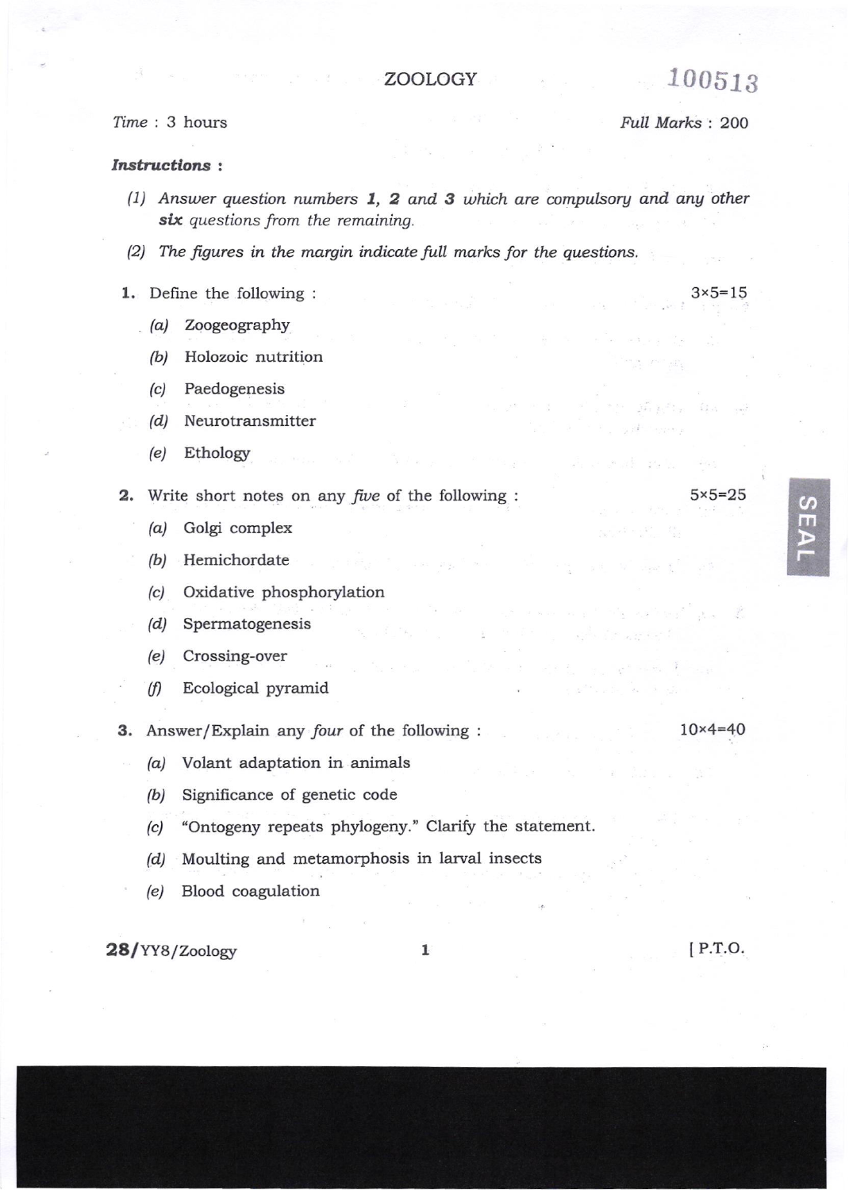# ZOOLOGY

100513

*Time* : 3 hours | *Full Marks* : 200

***Instructions :***

*(1) Answer question numbers **1, 2** and **3** which are compulsory and any other **six** questions from the remaining.*

*(2) The figures in the margin indicate full marks for the questions.*

**1.** Define the following : 3×5=15

*(a)* Zoogeography

*(b)* Holozoic nutrition

*(c)* Paedogenesis

*(d)* Neurotransmitter

*(e)* Ethology

**2.** Write short notes on any *five* of the following : 5×5=25

*(a)* Golgi complex

*(b)* Hemichordate

*(c)* Oxidative phosphorylation

*(d)* Spermatogenesis

*(e)* Crossing-over

*(f)* Ecological pyramid

**3.** Answer/Explain any *four* of the following : 10×4=40

*(a)* Volant adaptation in animals

*(b)* Significance of genetic code

*(c)* "Ontogeny repeats phylogeny." Clarify the statement.

*(d)* Moulting and metamorphosis in larval insects

*(e)* Blood coagulation

**28/**YY8/Zoology [ P.T.O.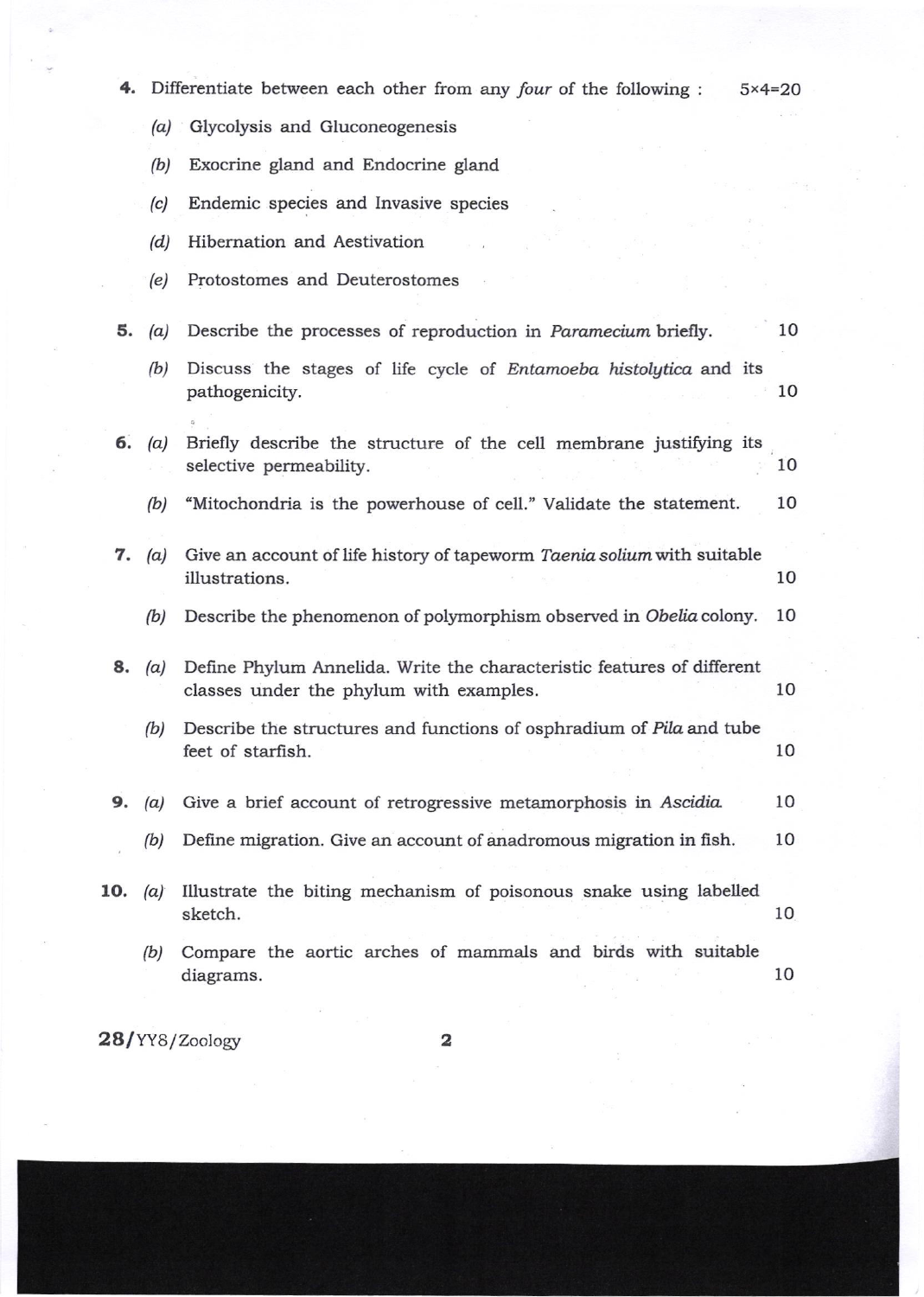4. Differentiate between each other from any *four* of the following : 5×4=20

   *(a)* Glycolysis and Gluconeogenesis

   *(b)* Exocrine gland and Endocrine gland

   *(c)* Endemic species and Invasive species

   *(d)* Hibernation and Aestivation

   *(e)* Protostomes and Deuterostomes

5. *(a)* Describe the processes of reproduction in *Paramecium* briefly. 10

   *(b)* Discuss the stages of life cycle of *Entamoeba histolytica* and its pathogenicity. 10

6. *(a)* Briefly describe the structure of the cell membrane justifying its selective permeability. 10

   *(b)* "Mitochondria is the powerhouse of cell." Validate the statement. 10

7. *(a)* Give an account of life history of tapeworm *Taenia solium* with suitable illustrations. 10

   *(b)* Describe the phenomenon of polymorphism observed in *Obelia* colony. 10

8. *(a)* Define Phylum Annelida. Write the characteristic features of different classes under the phylum with examples. 10

   *(b)* Describe the structures and functions of osphradium of *Pila* and tube feet of starfish. 10

9. *(a)* Give a brief account of retrogressive metamorphosis in *Ascidia*. 10

   *(b)* Define migration. Give an account of anadromous migration in fish. 10

10. *(a)* Illustrate the biting mechanism of poisonous snake using labelled sketch. 10

    *(b)* Compare the aortic arches of mammals and birds with suitable diagrams. 10

28/YY8/Zoology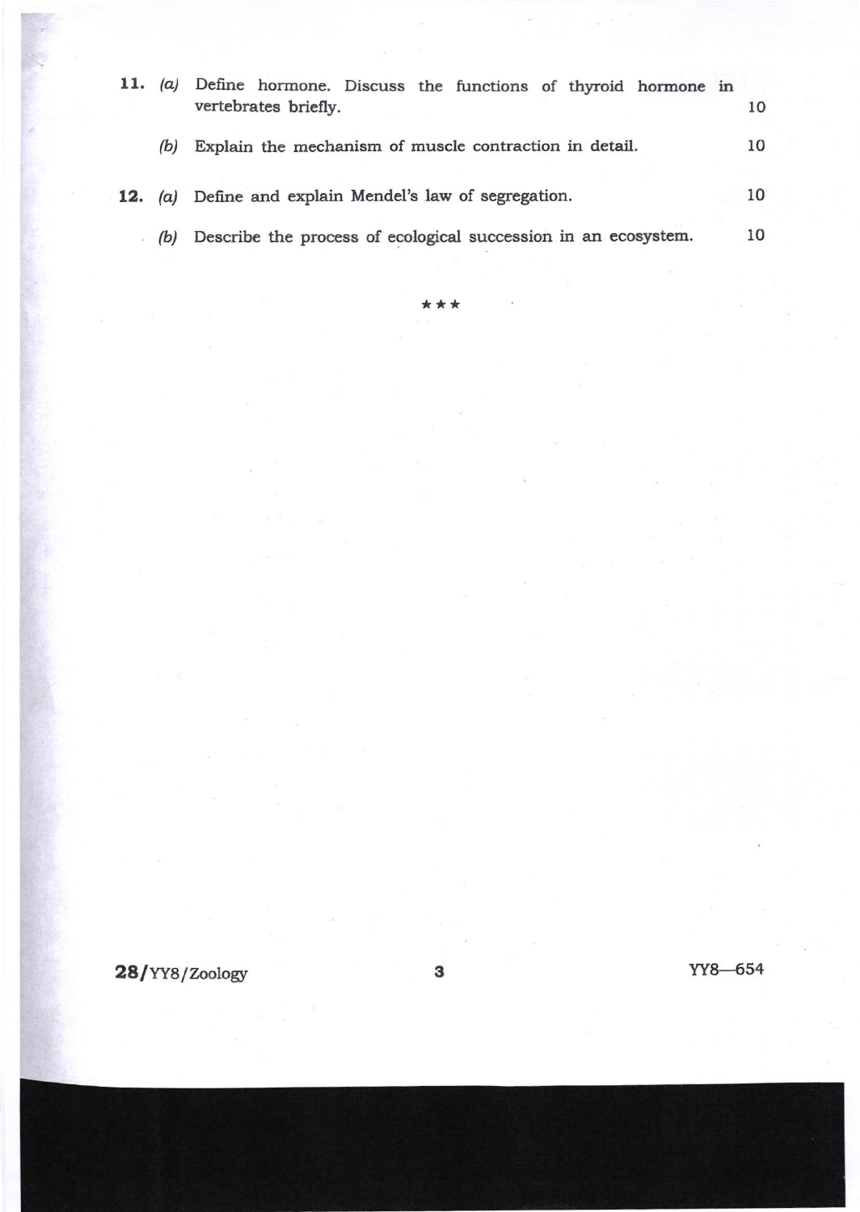**11.** *(a)* Define hormone. Discuss the functions of thyroid hormone in vertebrates briefly. 10

*(b)* Explain the mechanism of muscle contraction in detail. 10

**12.** *(a)* Define and explain Mendel's law of segregation. 10

*(b)* Describe the process of ecological succession in an ecosystem. 10

★★★

**28/**YY8/Zoology YY8—654